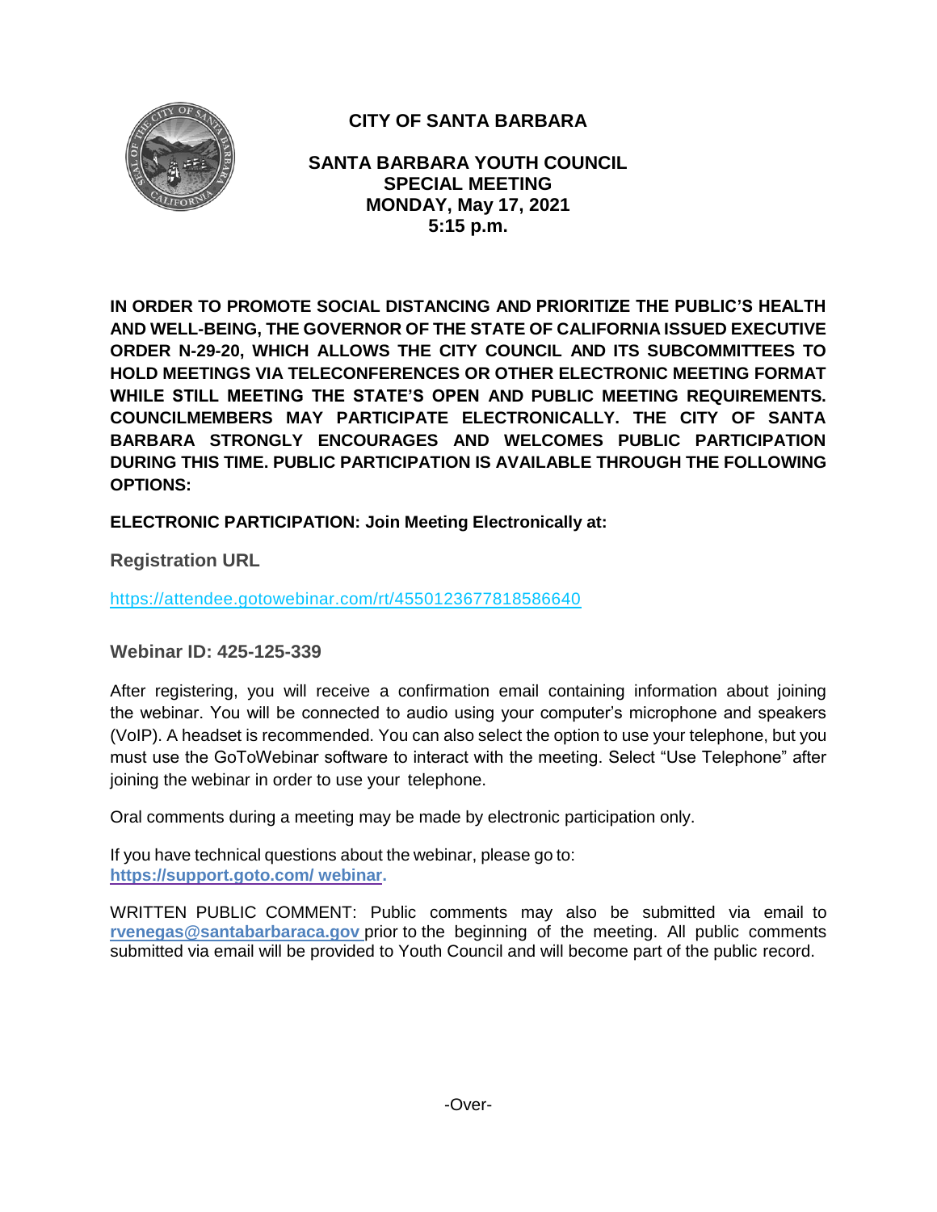# CITY OF SANTA BARBARA

## SANTA BARBARA YOUTH COUNCIL
## SPECIAL MEETING
## MONDAY, May 17, 2021
## 5:15 p.m.

**IN ORDER TO PROMOTE SOCIAL DISTANCING AND PRIORITIZE THE PUBLIC'S HEALTH AND WELL-BEING, THE GOVERNOR OF THE STATE OF CALIFORNIA ISSUED EXECUTIVE ORDER N-29-20, WHICH ALLOWS THE CITY COUNCIL AND ITS SUBCOMMITTEES TO HOLD MEETINGS VIA TELECONFERENCES OR OTHER ELECTRONIC MEETING FORMAT WHILE STILL MEETING THE STATE'S OPEN AND PUBLIC MEETING REQUIREMENTS. COUNCILMEMBERS MAY PARTICIPATE ELECTRONICALLY. THE CITY OF SANTA BARBARA STRONGLY ENCOURAGES AND WELCOMES PUBLIC PARTICIPATION DURING THIS TIME. PUBLIC PARTICIPATION IS AVAILABLE THROUGH THE FOLLOWING OPTIONS:**

**ELECTRONIC PARTICIPATION: Join Meeting Electronically at:**

**Registration URL**

https://attendee.gotowebinar.com/rt/4550123677818586640

**Webinar ID: 425-125-339**

After registering, you will receive a confirmation email containing information about joining the webinar. You will be connected to audio using your computer's microphone and speakers (VoIP). A headset is recommended. You can also select the option to use your telephone, but you must use the GoToWebinar software to interact with the meeting. Select "Use Telephone" after joining the webinar in order to use your telephone.

Oral comments during a meeting may be made by electronic participation only.

If you have technical questions about the webinar, please go to: **https://support.goto.com/ webinar.**

WRITTEN PUBLIC COMMENT: Public comments may also be submitted via email to **rvenegas@santabarbaraca.gov** prior to the beginning of the meeting. All public comments submitted via email will be provided to Youth Council and will become part of the public record.

-Over-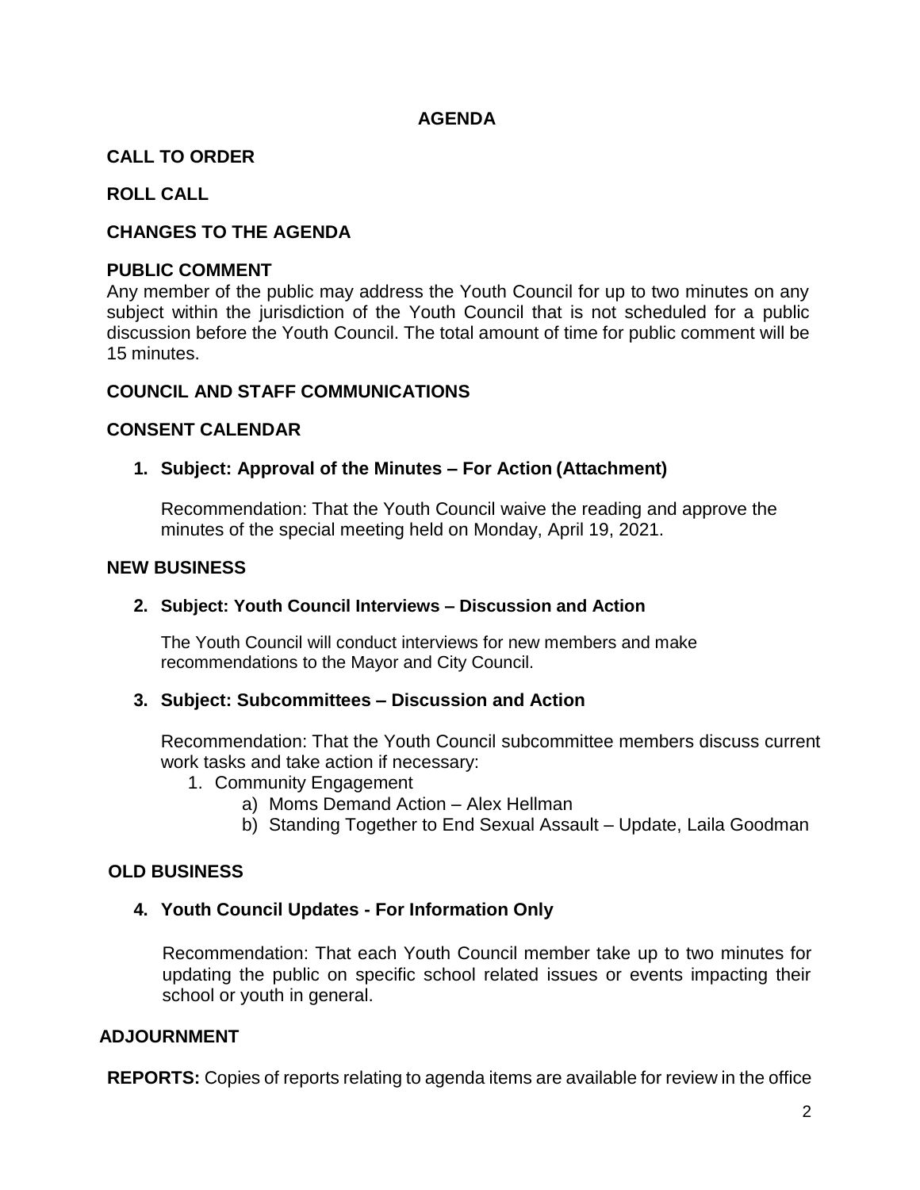# AGENDA

## CALL TO ORDER

## ROLL CALL

## CHANGES TO THE AGENDA

## PUBLIC COMMENT

Any member of the public may address the Youth Council for up to two minutes on any subject within the jurisdiction of the Youth Council that is not scheduled for a public discussion before the Youth Council. The total amount of time for public comment will be 15 minutes.

## COUNCIL AND STAFF COMMUNICATIONS

## CONSENT CALENDAR

**1. Subject: Approval of the Minutes – For Action (Attachment)**

Recommendation: That the Youth Council waive the reading and approve the minutes of the special meeting held on Monday, April 19, 2021.

## NEW BUSINESS

**2. Subject: Youth Council Interviews – Discussion and Action**

The Youth Council will conduct interviews for new members and make recommendations to the Mayor and City Council.

**3. Subject: Subcommittees – Discussion and Action**

Recommendation: That the Youth Council subcommittee members discuss current work tasks and take action if necessary:

1. Community Engagement
   - a) Moms Demand Action – Alex Hellman
   - b) Standing Together to End Sexual Assault – Update, Laila Goodman

## OLD BUSINESS

**4. Youth Council Updates - For Information Only**

Recommendation: That each Youth Council member take up to two minutes for updating the public on specific school related issues or events impacting their school or youth in general.

## ADJOURNMENT

**REPORTS:** Copies of reports relating to agenda items are available for review in the office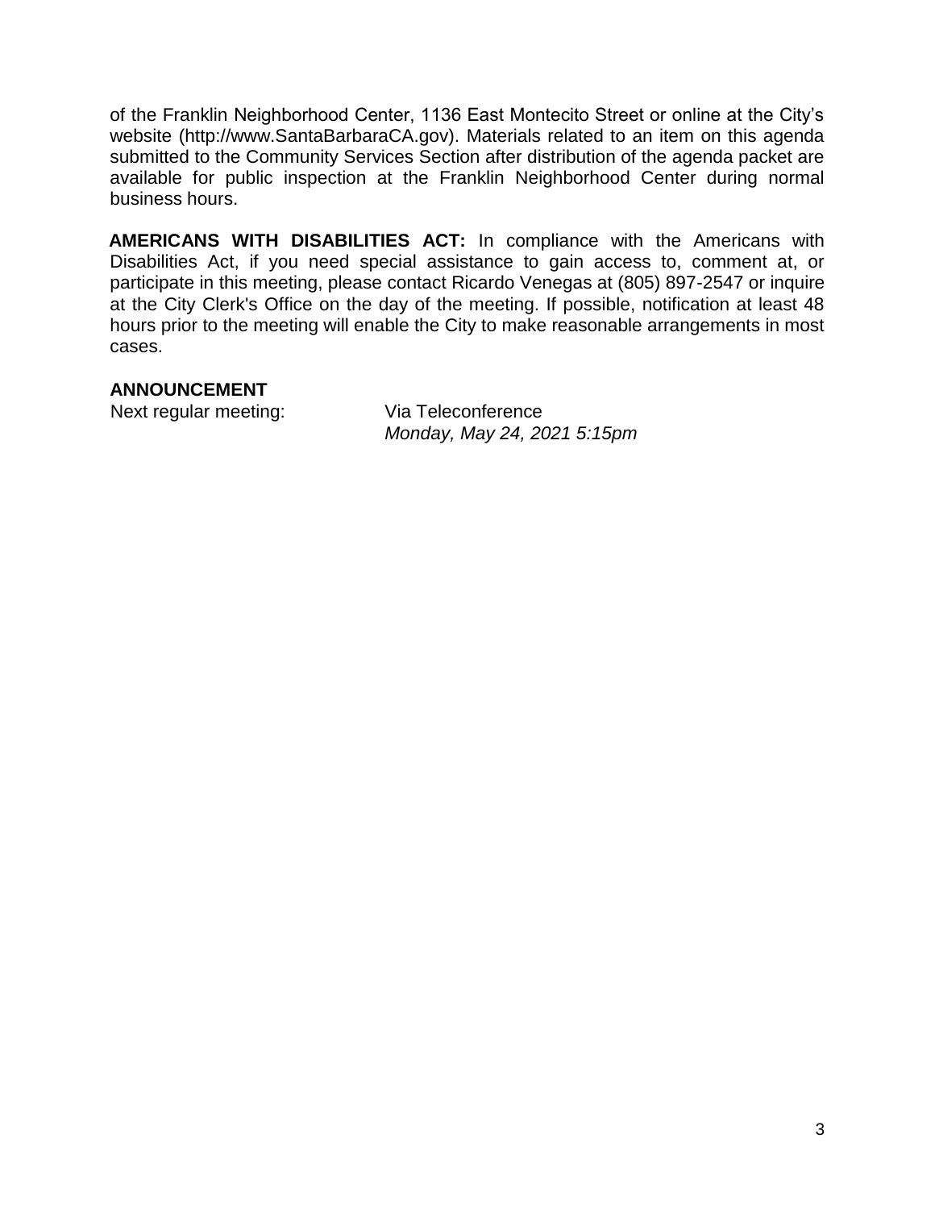of the Franklin Neighborhood Center, 1136 East Montecito Street or online at the City's website (http://www.SantaBarbaraCA.gov). Materials related to an item on this agenda submitted to the Community Services Section after distribution of the agenda packet are available for public inspection at the Franklin Neighborhood Center during normal business hours.

**AMERICANS WITH DISABILITIES ACT:** In compliance with the Americans with Disabilities Act, if you need special assistance to gain access to, comment at, or participate in this meeting, please contact Ricardo Venegas at (805) 897-2547 or inquire at the City Clerk's Office on the day of the meeting. If possible, notification at least 48 hours prior to the meeting will enable the City to make reasonable arrangements in most cases.

**ANNOUNCEMENT**

Next regular meeting: Via Teleconference
*Monday, May 24, 2021 5:15pm*